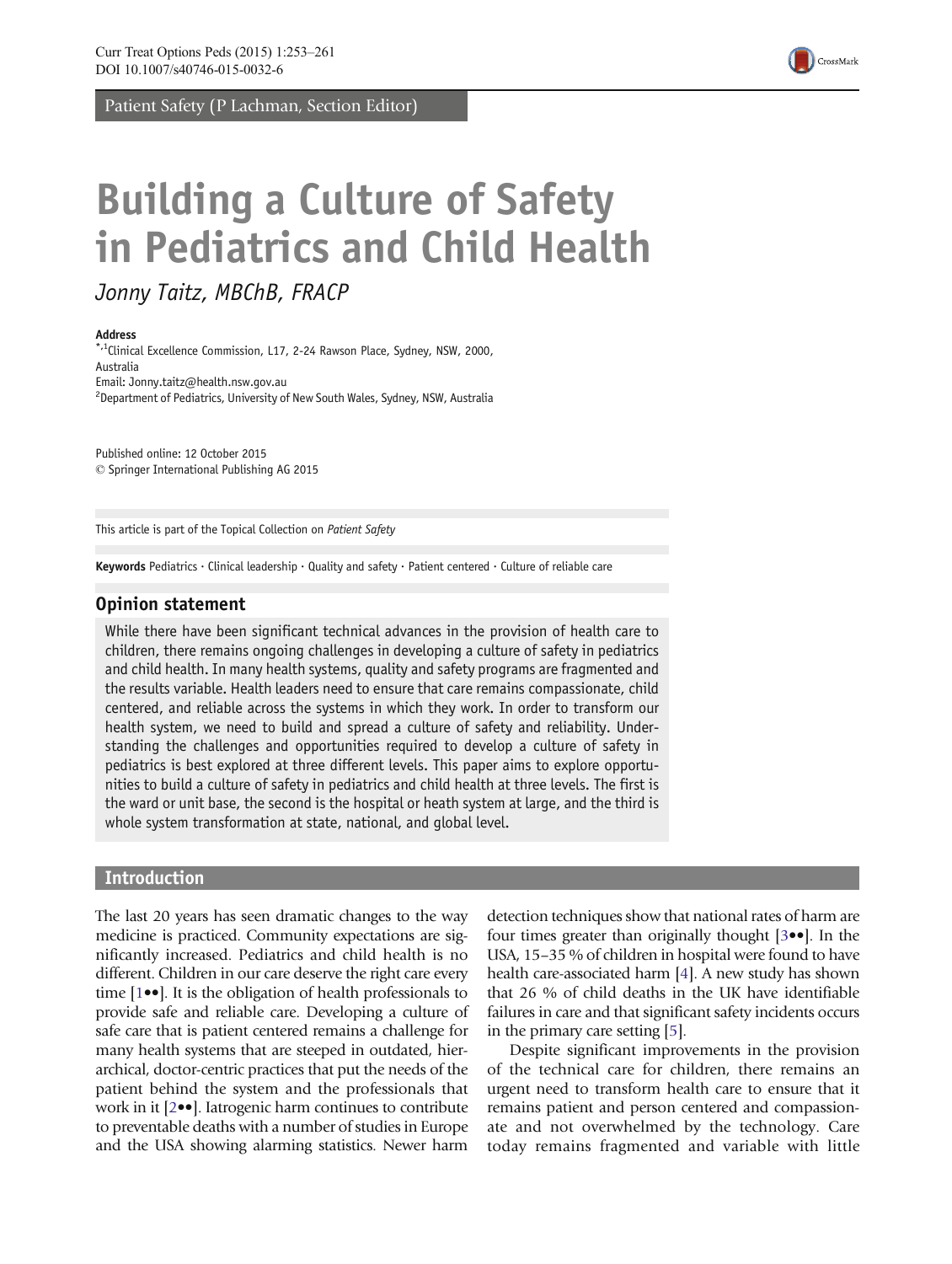Patient Safety (P Lachman, Section Editor)

# Building a Culture of Safety in Pediatrics and Child Health

*Jonny Taitz, MBChB, FRACP*

**Address**

*,[1]Clinical Excellence Commission, L17, 2-24 Rawson Place, Sydney, NSW, 2000, Australia
Email: Jonny.taitz@health.nsw.gov.au
[2]Department of Pediatrics, University of New South Wales, Sydney, NSW, Australia

Published online: 12 October 2015
© Springer International Publishing AG 2015

This article is part of the Topical Collection on *Patient Safety*

**Keywords** Pediatrics · Clinical leadership · Quality and safety · Patient centered · Culture of reliable care

## Opinion statement

While there have been significant technical advances in the provision of health care to children, there remains ongoing challenges in developing a culture of safety in pediatrics and child health. In many health systems, quality and safety programs are fragmented and the results variable. Health leaders need to ensure that care remains compassionate, child centered, and reliable across the systems in which they work. In order to transform our health system, we need to build and spread a culture of safety and reliability. Understanding the challenges and opportunities required to develop a culture of safety in pediatrics is best explored at three different levels. This paper aims to explore opportunities to build a culture of safety in pediatrics and child health at three levels. The first is the ward or unit base, the second is the hospital or heath system at large, and the third is whole system transformation at state, national, and global level.

## Introduction

The last 20 years has seen dramatic changes to the way medicine is practiced. Community expectations are significantly increased. Pediatrics and child health is no different. Children in our care deserve the right care every time [1••]. It is the obligation of health professionals to provide safe and reliable care. Developing a culture of safe care that is patient centered remains a challenge for many health systems that are steeped in outdated, hierarchical, doctor-centric practices that put the needs of the patient behind the system and the professionals that work in it [2••]. Iatrogenic harm continues to contribute to preventable deaths with a number of studies in Europe and the USA showing alarming statistics. Newer harm detection techniques show that national rates of harm are four times greater than originally thought [3••]. In the USA, 15–35 % of children in hospital were found to have health care-associated harm [4]. A new study has shown that 26 % of child deaths in the UK have identifiable failures in care and that significant safety incidents occurs in the primary care setting [5].

Despite significant improvements in the provision of the technical care for children, there remains an urgent need to transform health care to ensure that it remains patient and person centered and compassionate and not overwhelmed by the technology. Care today remains fragmented and variable with little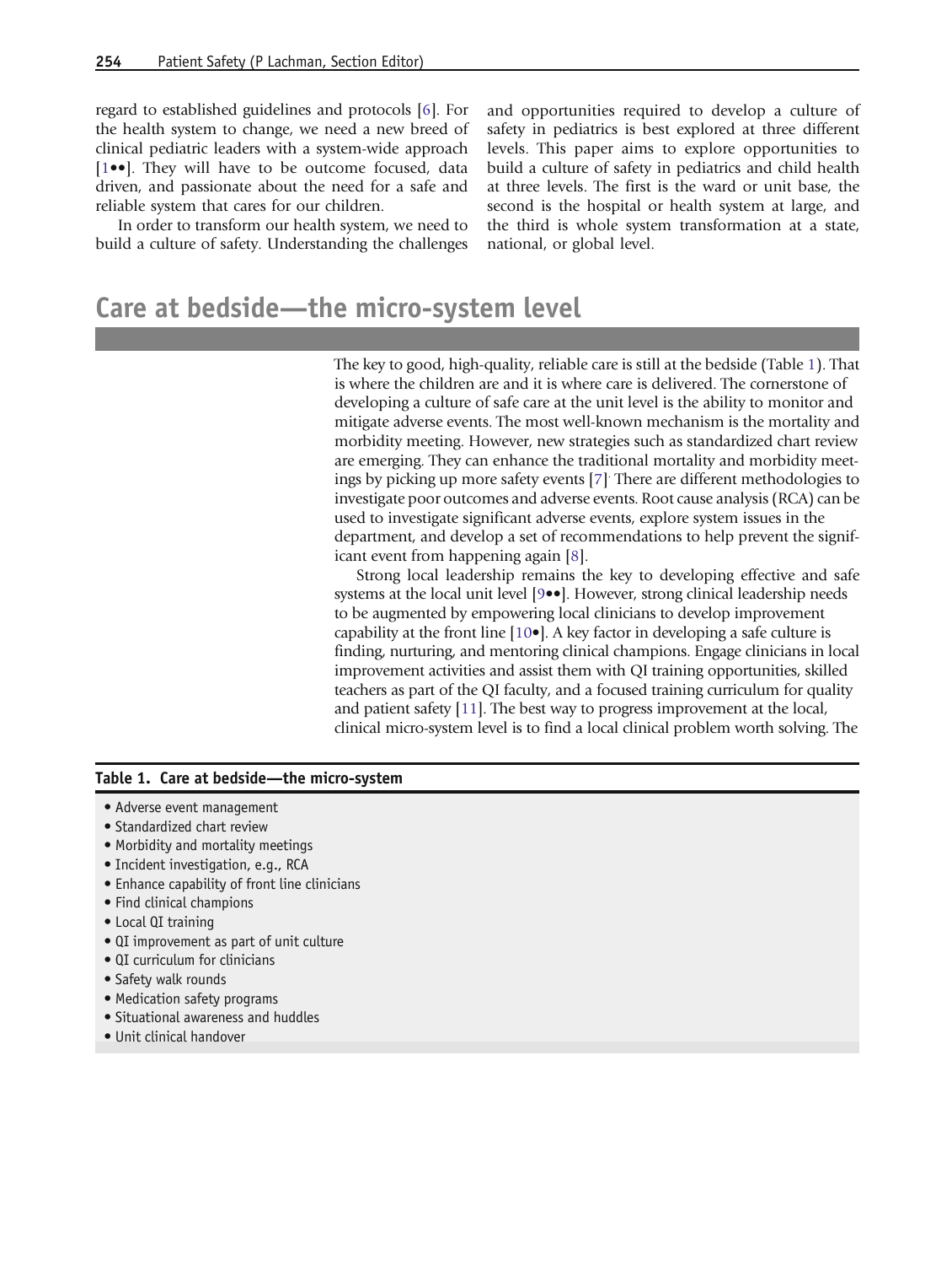regard to established guidelines and protocols [6]. For the health system to change, we need a new breed of clinical pediatric leaders with a system-wide approach [1••]. They will have to be outcome focused, data driven, and passionate about the need for a safe and reliable system that cares for our children.

In order to transform our health system, we need to build a culture of safety. Understanding the challenges and opportunities required to develop a culture of safety in pediatrics is best explored at three different levels. This paper aims to explore opportunities to build a culture of safety in pediatrics and child health at three levels. The first is the ward or unit base, the second is the hospital or health system at large, and the third is whole system transformation at a state, national, or global level.

## Care at bedside—the micro-system level

The key to good, high-quality, reliable care is still at the bedside (Table 1). That is where the children are and it is where care is delivered. The cornerstone of developing a culture of safe care at the unit level is the ability to monitor and mitigate adverse events. The most well-known mechanism is the mortality and morbidity meeting. However, new strategies such as standardized chart review are emerging. They can enhance the traditional mortality and morbidity meetings by picking up more safety events [7]. There are different methodologies to investigate poor outcomes and adverse events. Root cause analysis (RCA) can be used to investigate significant adverse events, explore system issues in the department, and develop a set of recommendations to help prevent the significant event from happening again [8].

Strong local leadership remains the key to developing effective and safe systems at the local unit level [9••]. However, strong clinical leadership needs to be augmented by empowering local clinicians to develop improvement capability at the front line [10•]. A key factor in developing a safe culture is finding, nurturing, and mentoring clinical champions. Engage clinicians in local improvement activities and assist them with QI training opportunities, skilled teachers as part of the QI faculty, and a focused training curriculum for quality and patient safety [11]. The best way to progress improvement at the local, clinical micro-system level is to find a local clinical problem worth solving. The

**Table 1. Care at bedside—the micro-system**

- Adverse event management
- Standardized chart review
- Morbidity and mortality meetings
- Incident investigation, e.g., RCA
- Enhance capability of front line clinicians
- Find clinical champions
- Local QI training
- QI improvement as part of unit culture
- QI curriculum for clinicians
- Safety walk rounds
- Medication safety programs
- Situational awareness and huddles
- Unit clinical handover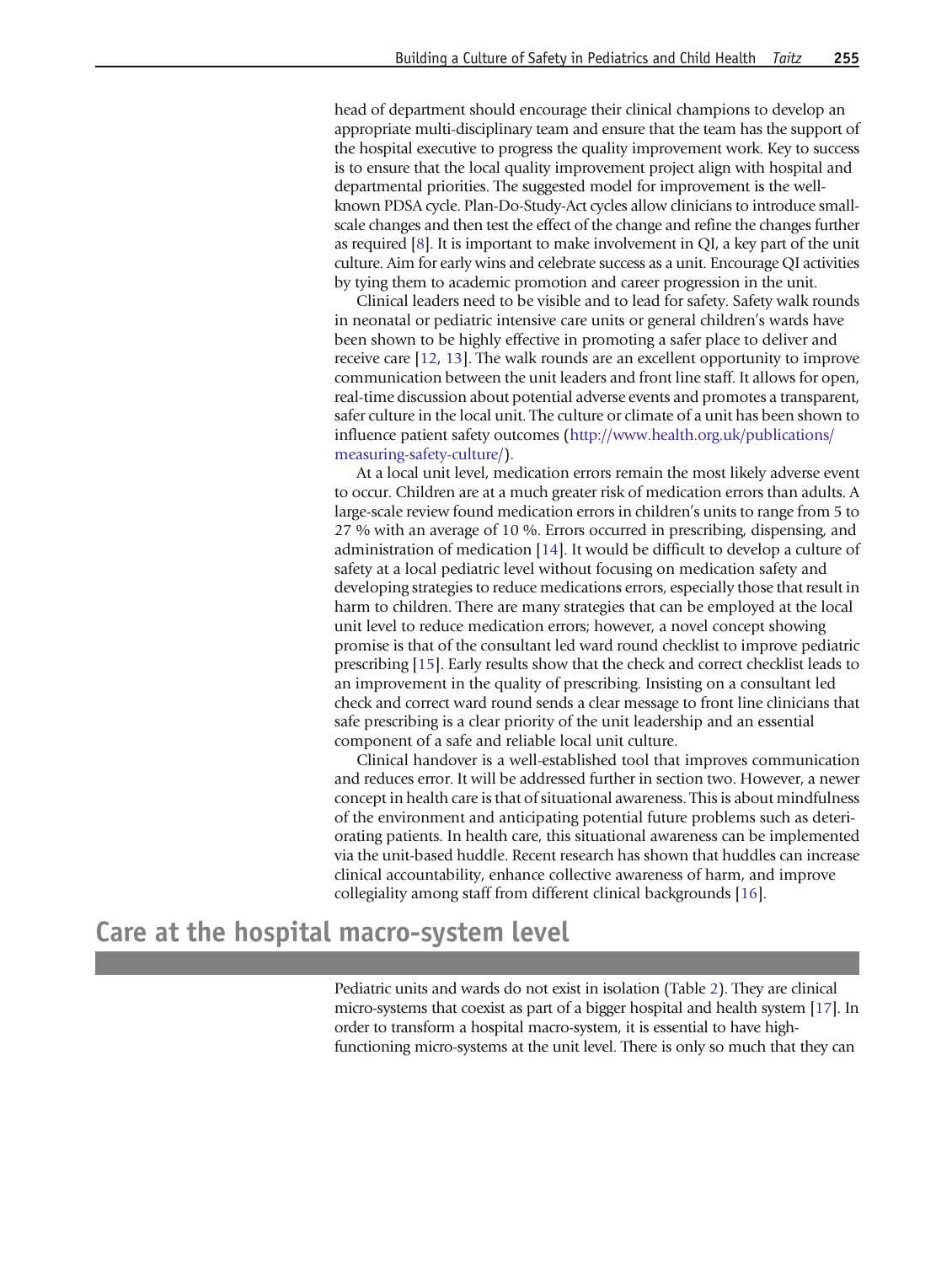head of department should encourage their clinical champions to develop an appropriate multi-disciplinary team and ensure that the team has the support of the hospital executive to progress the quality improvement work. Key to success is to ensure that the local quality improvement project align with hospital and departmental priorities. The suggested model for improvement is the well-known PDSA cycle. Plan-Do-Study-Act cycles allow clinicians to introduce small-scale changes and then test the effect of the change and refine the changes further as required [8]. It is important to make involvement in QI, a key part of the unit culture. Aim for early wins and celebrate success as a unit. Encourage QI activities by tying them to academic promotion and career progression in the unit.

Clinical leaders need to be visible and to lead for safety. Safety walk rounds in neonatal or pediatric intensive care units or general children's wards have been shown to be highly effective in promoting a safer place to deliver and receive care [12, 13]. The walk rounds are an excellent opportunity to improve communication between the unit leaders and front line staff. It allows for open, real-time discussion about potential adverse events and promotes a transparent, safer culture in the local unit. The culture or climate of a unit has been shown to influence patient safety outcomes (http://www.health.org.uk/publications/measuring-safety-culture/).

At a local unit level, medication errors remain the most likely adverse event to occur. Children are at a much greater risk of medication errors than adults. A large-scale review found medication errors in children's units to range from 5 to 27 % with an average of 10 %. Errors occurred in prescribing, dispensing, and administration of medication [14]. It would be difficult to develop a culture of safety at a local pediatric level without focusing on medication safety and developing strategies to reduce medications errors, especially those that result in harm to children. There are many strategies that can be employed at the local unit level to reduce medication errors; however, a novel concept showing promise is that of the consultant led ward round checklist to improve pediatric prescribing [15]. Early results show that the check and correct checklist leads to an improvement in the quality of prescribing. Insisting on a consultant led check and correct ward round sends a clear message to front line clinicians that safe prescribing is a clear priority of the unit leadership and an essential component of a safe and reliable local unit culture.

Clinical handover is a well-established tool that improves communication and reduces error. It will be addressed further in section two. However, a newer concept in health care is that of situational awareness. This is about mindfulness of the environment and anticipating potential future problems such as deteriorating patients. In health care, this situational awareness can be implemented via the unit-based huddle. Recent research has shown that huddles can increase clinical accountability, enhance collective awareness of harm, and improve collegiality among staff from different clinical backgrounds [16].

## Care at the hospital macro-system level

Pediatric units and wards do not exist in isolation (Table 2). They are clinical micro-systems that coexist as part of a bigger hospital and health system [17]. In order to transform a hospital macro-system, it is essential to have high-functioning micro-systems at the unit level. There is only so much that they can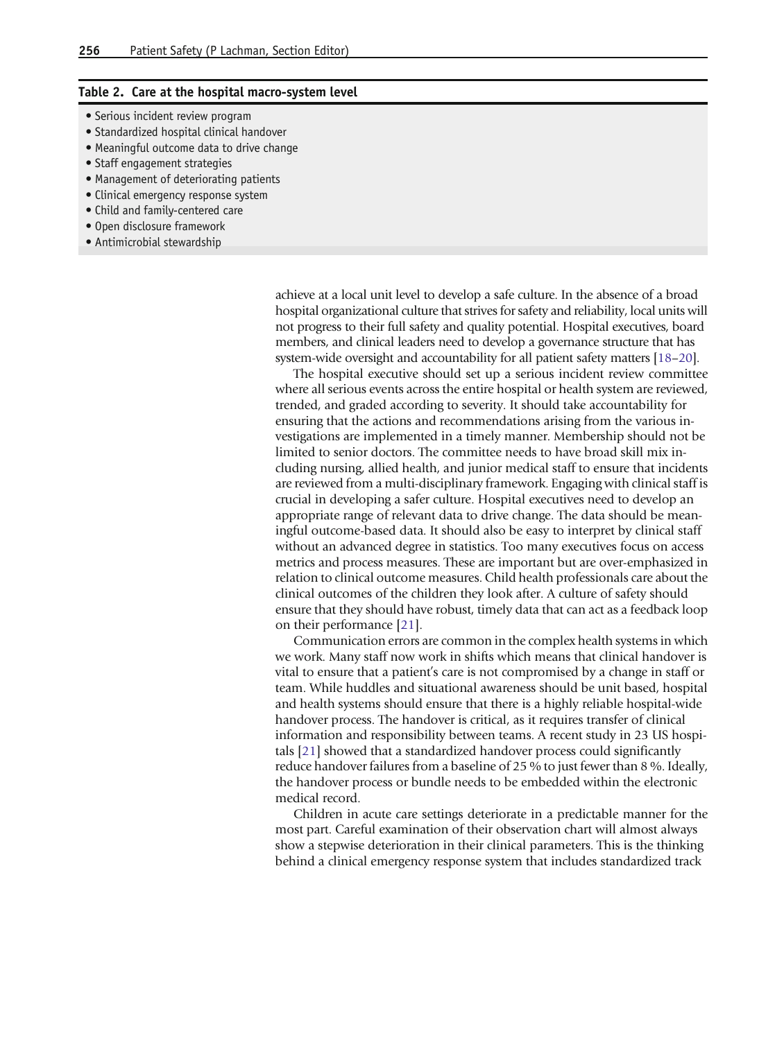**Table 2. Care at the hospital macro-system level**

- Serious incident review program
- Standardized hospital clinical handover
- Meaningful outcome data to drive change
- Staff engagement strategies
- Management of deteriorating patients
- Clinical emergency response system
- Child and family-centered care
- Open disclosure framework
- Antimicrobial stewardship

achieve at a local unit level to develop a safe culture. In the absence of a broad hospital organizational culture that strives for safety and reliability, local units will not progress to their full safety and quality potential. Hospital executives, board members, and clinical leaders need to develop a governance structure that has system-wide oversight and accountability for all patient safety matters [18–20].

The hospital executive should set up a serious incident review committee where all serious events across the entire hospital or health system are reviewed, trended, and graded according to severity. It should take accountability for ensuring that the actions and recommendations arising from the various investigations are implemented in a timely manner. Membership should not be limited to senior doctors. The committee needs to have broad skill mix including nursing, allied health, and junior medical staff to ensure that incidents are reviewed from a multi-disciplinary framework. Engaging with clinical staff is crucial in developing a safer culture. Hospital executives need to develop an appropriate range of relevant data to drive change. The data should be meaningful outcome-based data. It should also be easy to interpret by clinical staff without an advanced degree in statistics. Too many executives focus on access metrics and process measures. These are important but are over-emphasized in relation to clinical outcome measures. Child health professionals care about the clinical outcomes of the children they look after. A culture of safety should ensure that they should have robust, timely data that can act as a feedback loop on their performance [21].

Communication errors are common in the complex health systems in which we work. Many staff now work in shifts which means that clinical handover is vital to ensure that a patient's care is not compromised by a change in staff or team. While huddles and situational awareness should be unit based, hospital and health systems should ensure that there is a highly reliable hospital-wide handover process. The handover is critical, as it requires transfer of clinical information and responsibility between teams. A recent study in 23 US hospitals [21] showed that a standardized handover process could significantly reduce handover failures from a baseline of 25 % to just fewer than 8 %. Ideally, the handover process or bundle needs to be embedded within the electronic medical record.

Children in acute care settings deteriorate in a predictable manner for the most part. Careful examination of their observation chart will almost always show a stepwise deterioration in their clinical parameters. This is the thinking behind a clinical emergency response system that includes standardized track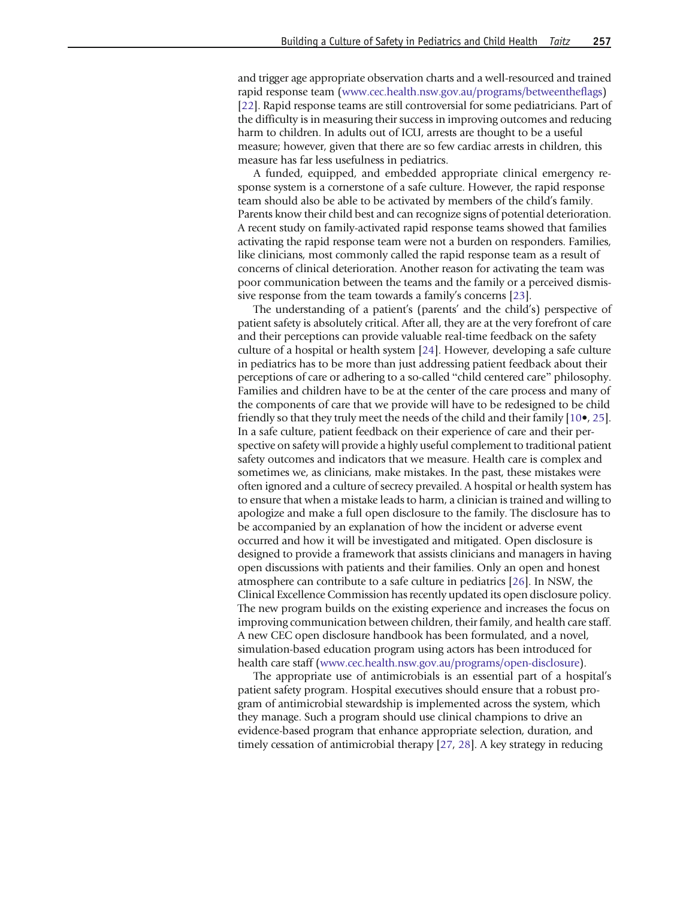and trigger age appropriate observation charts and a well-resourced and trained rapid response team (www.cec.health.nsw.gov.au/programs/betweentheflags) [22]. Rapid response teams are still controversial for some pediatricians. Part of the difficulty is in measuring their success in improving outcomes and reducing harm to children. In adults out of ICU, arrests are thought to be a useful measure; however, given that there are so few cardiac arrests in children, this measure has far less usefulness in pediatrics.

A funded, equipped, and embedded appropriate clinical emergency response system is a cornerstone of a safe culture. However, the rapid response team should also be able to be activated by members of the child's family. Parents know their child best and can recognize signs of potential deterioration. A recent study on family-activated rapid response teams showed that families activating the rapid response team were not a burden on responders. Families, like clinicians, most commonly called the rapid response team as a result of concerns of clinical deterioration. Another reason for activating the team was poor communication between the teams and the family or a perceived dismissive response from the team towards a family's concerns [23].

The understanding of a patient's (parents' and the child's) perspective of patient safety is absolutely critical. After all, they are at the very forefront of care and their perceptions can provide valuable real-time feedback on the safety culture of a hospital or health system [24]. However, developing a safe culture in pediatrics has to be more than just addressing patient feedback about their perceptions of care or adhering to a so-called "child centered care" philosophy. Families and children have to be at the center of the care process and many of the components of care that we provide will have to be redesigned to be child friendly so that they truly meet the needs of the child and their family [10•, 25]. In a safe culture, patient feedback on their experience of care and their perspective on safety will provide a highly useful complement to traditional patient safety outcomes and indicators that we measure. Health care is complex and sometimes we, as clinicians, make mistakes. In the past, these mistakes were often ignored and a culture of secrecy prevailed. A hospital or health system has to ensure that when a mistake leads to harm, a clinician is trained and willing to apologize and make a full open disclosure to the family. The disclosure has to be accompanied by an explanation of how the incident or adverse event occurred and how it will be investigated and mitigated. Open disclosure is designed to provide a framework that assists clinicians and managers in having open discussions with patients and their families. Only an open and honest atmosphere can contribute to a safe culture in pediatrics [26]. In NSW, the Clinical Excellence Commission has recently updated its open disclosure policy. The new program builds on the existing experience and increases the focus on improving communication between children, their family, and health care staff. A new CEC open disclosure handbook has been formulated, and a novel, simulation-based education program using actors has been introduced for health care staff (www.cec.health.nsw.gov.au/programs/open-disclosure).

The appropriate use of antimicrobials is an essential part of a hospital's patient safety program. Hospital executives should ensure that a robust program of antimicrobial stewardship is implemented across the system, which they manage. Such a program should use clinical champions to drive an evidence-based program that enhance appropriate selection, duration, and timely cessation of antimicrobial therapy [27, 28]. A key strategy in reducing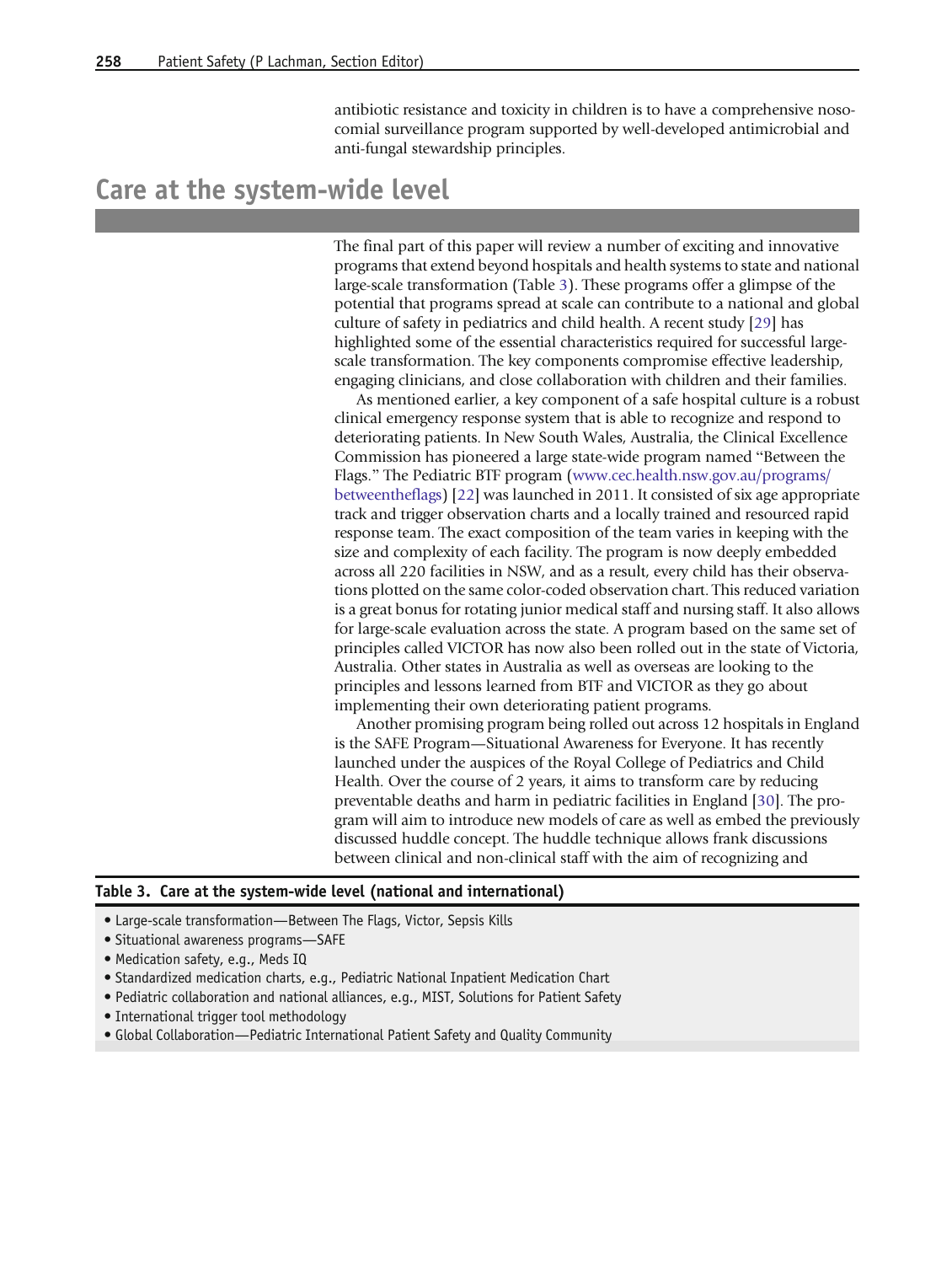antibiotic resistance and toxicity in children is to have a comprehensive nosocomial surveillance program supported by well-developed antimicrobial and anti-fungal stewardship principles.

## Care at the system-wide level

The final part of this paper will review a number of exciting and innovative programs that extend beyond hospitals and health systems to state and national large-scale transformation (Table 3). These programs offer a glimpse of the potential that programs spread at scale can contribute to a national and global culture of safety in pediatrics and child health. A recent study [29] has highlighted some of the essential characteristics required for successful large-scale transformation. The key components compromise effective leadership, engaging clinicians, and close collaboration with children and their families.

As mentioned earlier, a key component of a safe hospital culture is a robust clinical emergency response system that is able to recognize and respond to deteriorating patients. In New South Wales, Australia, the Clinical Excellence Commission has pioneered a large state-wide program named "Between the Flags." The Pediatric BTF program (www.cec.health.nsw.gov.au/programs/betweentheflags) [22] was launched in 2011. It consisted of six age appropriate track and trigger observation charts and a locally trained and resourced rapid response team. The exact composition of the team varies in keeping with the size and complexity of each facility. The program is now deeply embedded across all 220 facilities in NSW, and as a result, every child has their observations plotted on the same color-coded observation chart. This reduced variation is a great bonus for rotating junior medical staff and nursing staff. It also allows for large-scale evaluation across the state. A program based on the same set of principles called VICTOR has now also been rolled out in the state of Victoria, Australia. Other states in Australia as well as overseas are looking to the principles and lessons learned from BTF and VICTOR as they go about implementing their own deteriorating patient programs.

Another promising program being rolled out across 12 hospitals in England is the SAFE Program—Situational Awareness for Everyone. It has recently launched under the auspices of the Royal College of Pediatrics and Child Health. Over the course of 2 years, it aims to transform care by reducing preventable deaths and harm in pediatric facilities in England [30]. The program will aim to introduce new models of care as well as embed the previously discussed huddle concept. The huddle technique allows frank discussions between clinical and non-clinical staff with the aim of recognizing and

**Table 3. Care at the system-wide level (national and international)**

- Large-scale transformation—Between The Flags, Victor, Sepsis Kills
- Situational awareness programs—SAFE
- Medication safety, e.g., Meds IQ
- Standardized medication charts, e.g., Pediatric National Inpatient Medication Chart
- Pediatric collaboration and national alliances, e.g., MIST, Solutions for Patient Safety
- International trigger tool methodology
- Global Collaboration—Pediatric International Patient Safety and Quality Community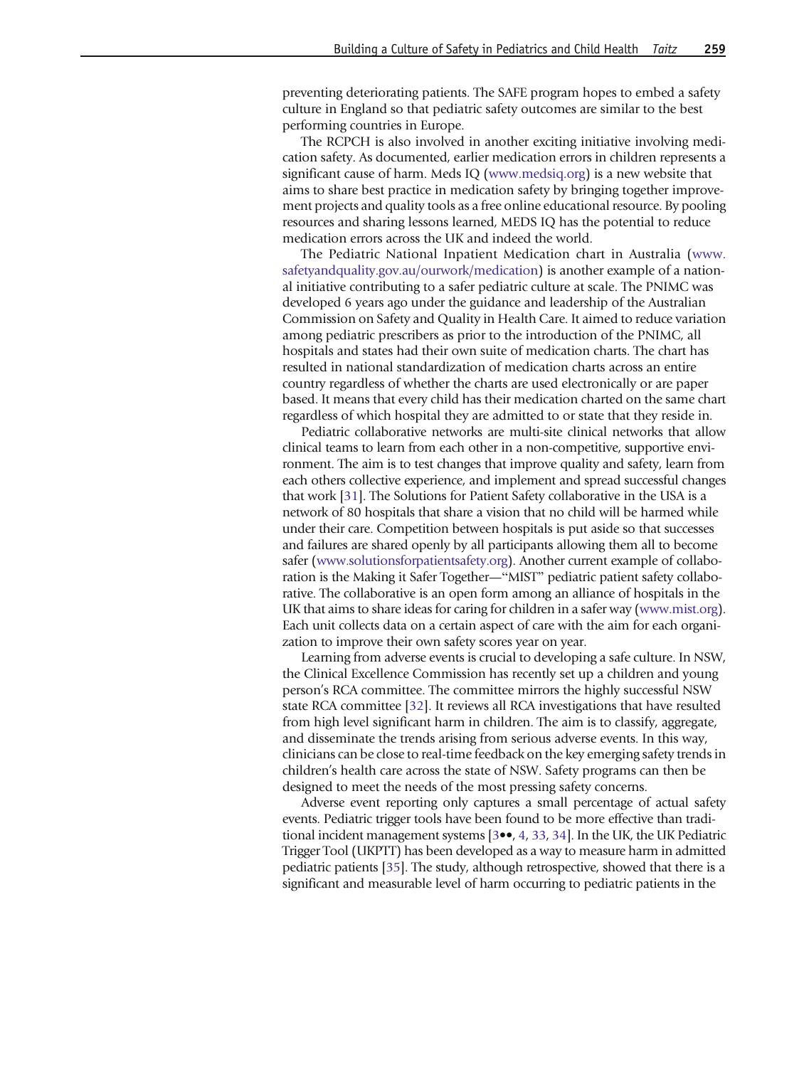preventing deteriorating patients. The SAFE program hopes to embed a safety culture in England so that pediatric safety outcomes are similar to the best performing countries in Europe.

The RCPCH is also involved in another exciting initiative involving medication safety. As documented, earlier medication errors in children represents a significant cause of harm. Meds IQ (www.medsiq.org) is a new website that aims to share best practice in medication safety by bringing together improvement projects and quality tools as a free online educational resource. By pooling resources and sharing lessons learned, MEDS IQ has the potential to reduce medication errors across the UK and indeed the world.

The Pediatric National Inpatient Medication chart in Australia (www.safetyandquality.gov.au/ourwork/medication) is another example of a national initiative contributing to a safer pediatric culture at scale. The PNIMC was developed 6 years ago under the guidance and leadership of the Australian Commission on Safety and Quality in Health Care. It aimed to reduce variation among pediatric prescribers as prior to the introduction of the PNIMC, all hospitals and states had their own suite of medication charts. The chart has resulted in national standardization of medication charts across an entire country regardless of whether the charts are used electronically or are paper based. It means that every child has their medication charted on the same chart regardless of which hospital they are admitted to or state that they reside in.

Pediatric collaborative networks are multi-site clinical networks that allow clinical teams to learn from each other in a non-competitive, supportive environment. The aim is to test changes that improve quality and safety, learn from each others collective experience, and implement and spread successful changes that work [31]. The Solutions for Patient Safety collaborative in the USA is a network of 80 hospitals that share a vision that no child will be harmed while under their care. Competition between hospitals is put aside so that successes and failures are shared openly by all participants allowing them all to become safer (www.solutionsforpatientsafety.org). Another current example of collaboration is the Making it Safer Together—"MIST" pediatric patient safety collaborative. The collaborative is an open form among an alliance of hospitals in the UK that aims to share ideas for caring for children in a safer way (www.mist.org). Each unit collects data on a certain aspect of care with the aim for each organization to improve their own safety scores year on year.

Learning from adverse events is crucial to developing a safe culture. In NSW, the Clinical Excellence Commission has recently set up a children and young person's RCA committee. The committee mirrors the highly successful NSW state RCA committee [32]. It reviews all RCA investigations that have resulted from high level significant harm in children. The aim is to classify, aggregate, and disseminate the trends arising from serious adverse events. In this way, clinicians can be close to real-time feedback on the key emerging safety trends in children's health care across the state of NSW. Safety programs can then be designed to meet the needs of the most pressing safety concerns.

Adverse event reporting only captures a small percentage of actual safety events. Pediatric trigger tools have been found to be more effective than traditional incident management systems [3••, 4, 33, 34]. In the UK, the UK Pediatric Trigger Tool (UKPTT) has been developed as a way to measure harm in admitted pediatric patients [35]. The study, although retrospective, showed that there is a significant and measurable level of harm occurring to pediatric patients in the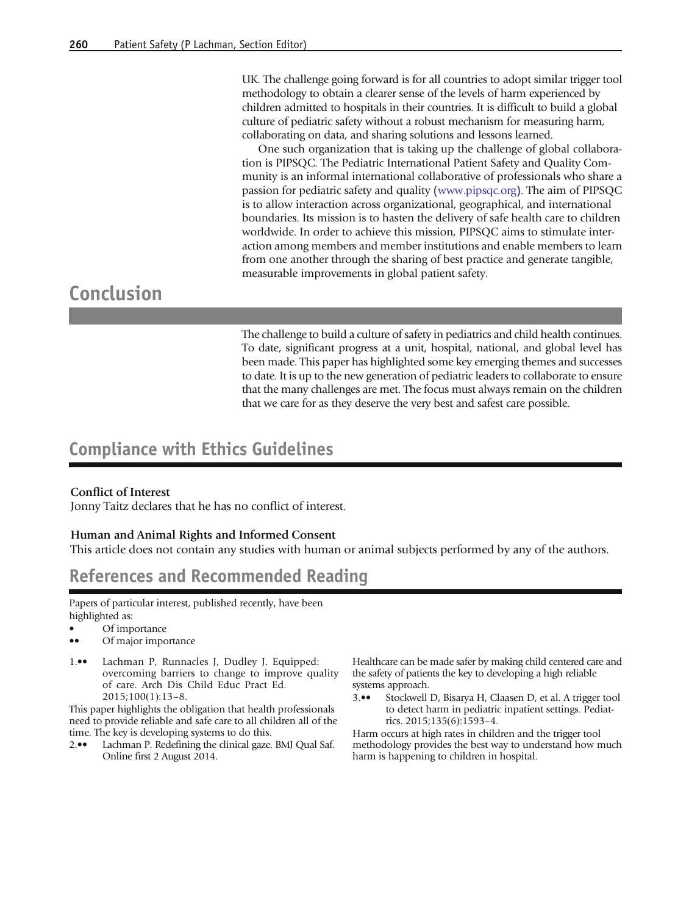UK. The challenge going forward is for all countries to adopt similar trigger tool methodology to obtain a clearer sense of the levels of harm experienced by children admitted to hospitals in their countries. It is difficult to build a global culture of pediatric safety without a robust mechanism for measuring harm, collaborating on data, and sharing solutions and lessons learned.

One such organization that is taking up the challenge of global collaboration is PIPSQC. The Pediatric International Patient Safety and Quality Community is an informal international collaborative of professionals who share a passion for pediatric safety and quality (www.pipsqc.org). The aim of PIPSQC is to allow interaction across organizational, geographical, and international boundaries. Its mission is to hasten the delivery of safe health care to children worldwide. In order to achieve this mission, PIPSQC aims to stimulate interaction among members and member institutions and enable members to learn from one another through the sharing of best practice and generate tangible, measurable improvements in global patient safety.

# Conclusion

The challenge to build a culture of safety in pediatrics and child health continues. To date, significant progress at a unit, hospital, national, and global level has been made. This paper has highlighted some key emerging themes and successes to date. It is up to the new generation of pediatric leaders to collaborate to ensure that the many challenges are met. The focus must always remain on the children that we care for as they deserve the very best and safest care possible.

## Compliance with Ethics Guidelines

**Conflict of Interest**

Jonny Taitz declares that he has no conflict of interest.

**Human and Animal Rights and Informed Consent**

This article does not contain any studies with human or animal subjects performed by any of the authors.

## References and Recommended Reading

Papers of particular interest, published recently, have been highlighted as:

- • Of importance
- •• Of major importance

1.•• Lachman P, Runnacles J, Dudley J. Equipped: overcoming barriers to change to improve quality of care. Arch Dis Child Educ Pract Ed. 2015;100(1):13–8.

This paper highlights the obligation that health professionals need to provide reliable and safe care to all children all of the time. The key is developing systems to do this.

2.•• Lachman P. Redefining the clinical gaze. BMJ Qual Saf. Online first 2 August 2014.

Healthcare can be made safer by making child centered care and the safety of patients the key to developing a high reliable systems approach.

3.•• Stockwell D, Bisarya H, Claasen D, et al. A trigger tool to detect harm in pediatric inpatient settings. Pediatrics. 2015;135(6):1593–4.

Harm occurs at high rates in children and the trigger tool methodology provides the best way to understand how much harm is happening to children in hospital.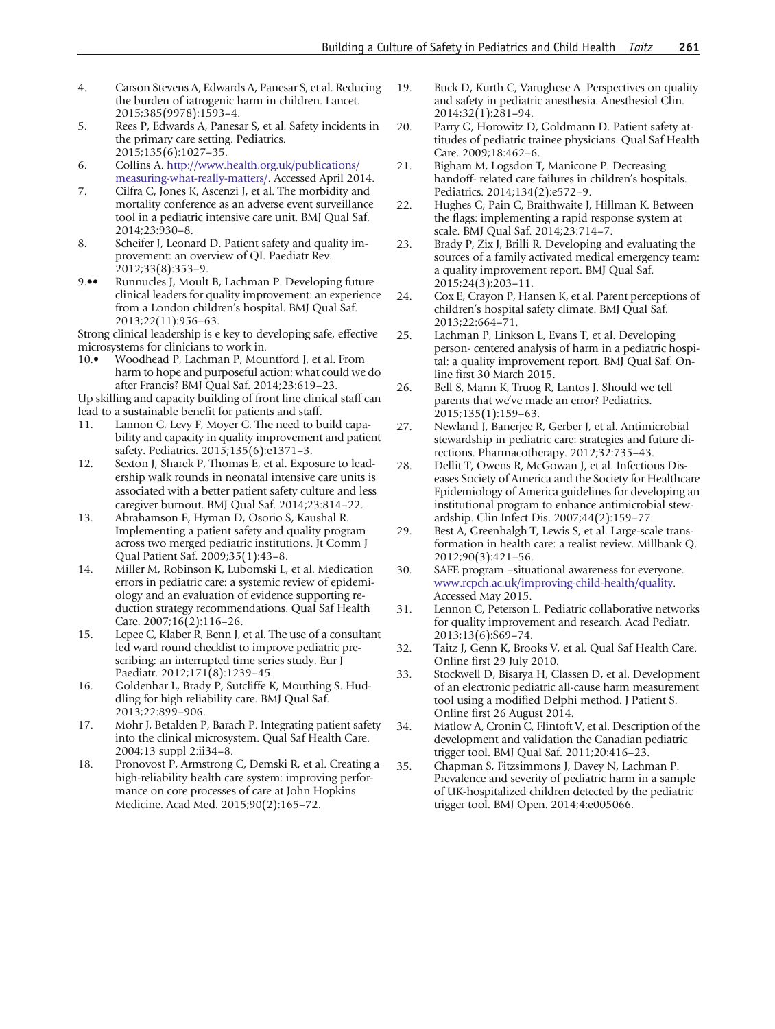4. Carson Stevens A, Edwards A, Panesar S, et al. Reducing the burden of iatrogenic harm in children. Lancet. 2015;385(9978):1593–4.
5. Rees P, Edwards A, Panesar S, et al. Safety incidents in the primary care setting. Pediatrics. 2015;135(6):1027–35.
6. Collins A. http://www.health.org.uk/publications/measuring-what-really-matters/. Accessed April 2014.
7. Cilfra C, Jones K, Ascenzi J, et al. The morbidity and mortality conference as an adverse event surveillance tool in a pediatric intensive care unit. BMJ Qual Saf. 2014;23:930–8.
8. Scheifer J, Leonard D. Patient safety and quality improvement: an overview of QI. Paediatr Rev. 2012;33(8):353–9.
9.•• Runnucles J, Moult B, Lachman P. Developing future clinical leaders for quality improvement: an experience from a London children's hospital. BMJ Qual Saf. 2013;22(11):956–63.

Strong clinical leadership is e key to developing safe, effective microsystems for clinicians to work in.

10.• Woodhead P, Lachman P, Mountford J, et al. From harm to hope and purposeful action: what could we do after Francis? BMJ Qual Saf. 2014;23:619–23.

Up skilling and capacity building of front line clinical staff can lead to a sustainable benefit for patients and staff.

11. Lannon C, Levy F, Moyer C. The need to build capability and capacity in quality improvement and patient safety. Pediatrics. 2015;135(6):e1371–3.
12. Sexton J, Sharek P, Thomas E, et al. Exposure to leadership walk rounds in neonatal intensive care units is associated with a better patient safety culture and less caregiver burnout. BMJ Qual Saf. 2014;23:814–22.
13. Abrahamson E, Hyman D, Osorio S, Kaushal R. Implementing a patient safety and quality program across two merged pediatric institutions. Jt Comm J Qual Patient Saf. 2009;35(1):43–8.
14. Miller M, Robinson K, Lubomski L, et al. Medication errors in pediatric care: a systemic review of epidemiology and an evaluation of evidence supporting reduction strategy recommendations. Qual Saf Health Care. 2007;16(2):116–26.
15. Lepee C, Klaber R, Benn J, et al. The use of a consultant led ward round checklist to improve pediatric prescribing: an interrupted time series study. Eur J Paediatr. 2012;171(8):1239–45.
16. Goldenhar L, Brady P, Sutcliffe K, Mouthing S. Huddling for high reliability care. BMJ Qual Saf. 2013;22:899–906.
17. Mohr J, Betalden P, Barach P. Integrating patient safety into the clinical microsystem. Qual Saf Health Care. 2004;13 suppl 2:ii34–8.
18. Pronovost P, Armstrong C, Demski R, et al. Creating a high-reliability health care system: improving performance on core processes of care at John Hopkins Medicine. Acad Med. 2015;90(2):165–72.
19. Buck D, Kurth C, Varughese A. Perspectives on quality and safety in pediatric anesthesia. Anesthesiol Clin. 2014;32(1):281–94.
20. Parry G, Horowitz D, Goldmann D. Patient safety attitudes of pediatric trainee physicians. Qual Saf Health Care. 2009;18:462–6.
21. Bigham M, Logsdon T, Manicone P. Decreasing handoff- related care failures in children's hospitals. Pediatrics. 2014;134(2):e572–9.
22. Hughes C, Pain C, Braithwaite J, Hillman K. Between the flags: implementing a rapid response system at scale. BMJ Qual Saf. 2014;23:714–7.
23. Brady P, Zix J, Brilli R. Developing and evaluating the sources of a family activated medical emergency team: a quality improvement report. BMJ Qual Saf. 2015;24(3):203–11.
24. Cox E, Crayon P, Hansen K, et al. Parent perceptions of children's hospital safety climate. BMJ Qual Saf. 2013;22:664–71.
25. Lachman P, Linkson L, Evans T, et al. Developing person- centered analysis of harm in a pediatric hospital: a quality improvement report. BMJ Qual Saf. Online first 30 March 2015.
26. Bell S, Mann K, Truog R, Lantos J. Should we tell parents that we've made an error? Pediatrics. 2015;135(1):159–63.
27. Newland J, Banerjee R, Gerber J, et al. Antimicrobial stewardship in pediatric care: strategies and future directions. Pharmacotherapy. 2012;32:735–43.
28. Dellit T, Owens R, McGowan J, et al. Infectious Diseases Society of America and the Society for Healthcare Epidemiology of America guidelines for developing an institutional program to enhance antimicrobial stewardship. Clin Infect Dis. 2007;44(2):159–77.
29. Best A, Greenhalgh T, Lewis S, et al. Large-scale transformation in health care: a realist review. Millbank Q. 2012;90(3):421–56.
30. SAFE program –situational awareness for everyone. www.rcpch.ac.uk/improving-child-health/quality. Accessed May 2015.
31. Lennon C, Peterson L. Pediatric collaborative networks for quality improvement and research. Acad Pediatr. 2013;13(6):S69–74.
32. Taitz J, Genn K, Brooks V, et al. Qual Saf Health Care. Online first 29 July 2010.
33. Stockwell D, Bisarya H, Classen D, et al. Development of an electronic pediatric all-cause harm measurement tool using a modified Delphi method. J Patient S. Online first 26 August 2014.
34. Matlow A, Cronin C, Flintoft V, et al. Description of the development and validation the Canadian pediatric trigger tool. BMJ Qual Saf. 2011;20:416–23.
35. Chapman S, Fitzsimmons J, Davey N, Lachman P. Prevalence and severity of pediatric harm in a sample of UK-hospitalized children detected by the pediatric trigger tool. BMJ Open. 2014;4:e005066.